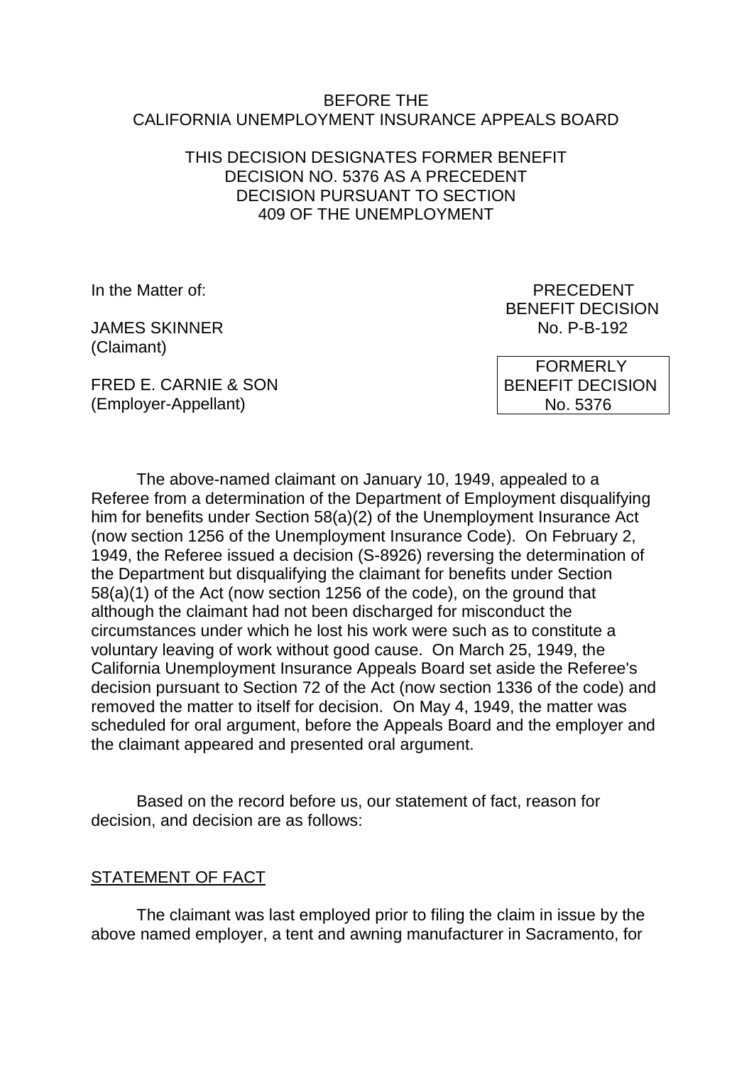BEFORE THE
CALIFORNIA UNEMPLOYMENT INSURANCE APPEALS BOARD

THIS DECISION DESIGNATES FORMER BENEFIT DECISION NO. 5376 AS A PRECEDENT DECISION PURSUANT TO SECTION 409 OF THE UNEMPLOYMENT

In the Matter of:

JAMES SKINNER
(Claimant)

FRED E. CARNIE & SON
(Employer-Appellant)

PRECEDENT
BENEFIT DECISION
No. P-B-192

FORMERLY
BENEFIT DECISION
No. 5376

The above-named claimant on January 10, 1949, appealed to a Referee from a determination of the Department of Employment disqualifying him for benefits under Section 58(a)(2) of the Unemployment Insurance Act (now section 1256 of the Unemployment Insurance Code). On February 2, 1949, the Referee issued a decision (S-8926) reversing the determination of the Department but disqualifying the claimant for benefits under Section 58(a)(1) of the Act (now section 1256 of the code), on the ground that although the claimant had not been discharged for misconduct the circumstances under which he lost his work were such as to constitute a voluntary leaving of work without good cause. On March 25, 1949, the California Unemployment Insurance Appeals Board set aside the Referee's decision pursuant to Section 72 of the Act (now section 1336 of the code) and removed the matter to itself for decision. On May 4, 1949, the matter was scheduled for oral argument, before the Appeals Board and the employer and the claimant appeared and presented oral argument.

Based on the record before us, our statement of fact, reason for decision, and decision are as follows:

## STATEMENT OF FACT

The claimant was last employed prior to filing the claim in issue by the above named employer, a tent and awning manufacturer in Sacramento, for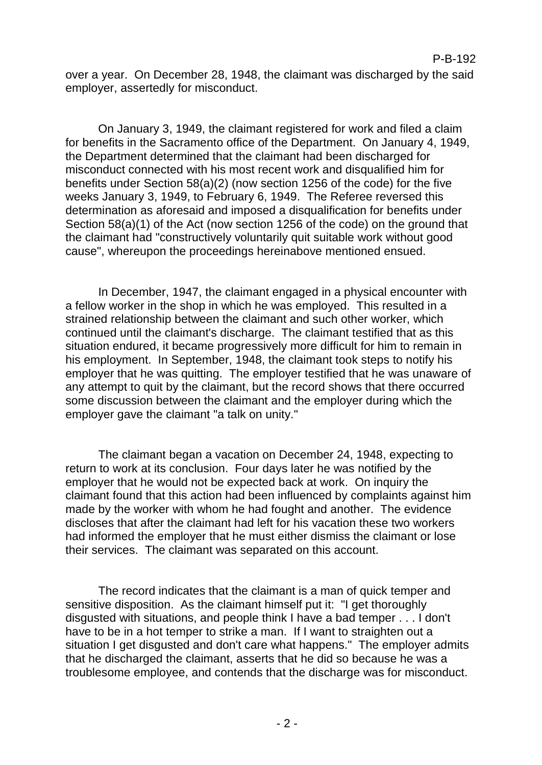over a year. On December 28, 1948, the claimant was discharged by the said employer, assertedly for misconduct.

On January 3, 1949, the claimant registered for work and filed a claim for benefits in the Sacramento office of the Department. On January 4, 1949, the Department determined that the claimant had been discharged for misconduct connected with his most recent work and disqualified him for benefits under Section 58(a)(2) (now section 1256 of the code) for the five weeks January 3, 1949, to February 6, 1949. The Referee reversed this determination as aforesaid and imposed a disqualification for benefits under Section 58(a)(1) of the Act (now section 1256 of the code) on the ground that the claimant had "constructively voluntarily quit suitable work without good cause", whereupon the proceedings hereinabove mentioned ensued.

In December, 1947, the claimant engaged in a physical encounter with a fellow worker in the shop in which he was employed. This resulted in a strained relationship between the claimant and such other worker, which continued until the claimant's discharge. The claimant testified that as this situation endured, it became progressively more difficult for him to remain in his employment. In September, 1948, the claimant took steps to notify his employer that he was quitting. The employer testified that he was unaware of any attempt to quit by the claimant, but the record shows that there occurred some discussion between the claimant and the employer during which the employer gave the claimant "a talk on unity."

The claimant began a vacation on December 24, 1948, expecting to return to work at its conclusion. Four days later he was notified by the employer that he would not be expected back at work. On inquiry the claimant found that this action had been influenced by complaints against him made by the worker with whom he had fought and another. The evidence discloses that after the claimant had left for his vacation these two workers had informed the employer that he must either dismiss the claimant or lose their services. The claimant was separated on this account.

The record indicates that the claimant is a man of quick temper and sensitive disposition. As the claimant himself put it: "I get thoroughly disgusted with situations, and people think I have a bad temper . . . I don't have to be in a hot temper to strike a man. If I want to straighten out a situation I get disgusted and don't care what happens." The employer admits that he discharged the claimant, asserts that he did so because he was a troublesome employee, and contends that the discharge was for misconduct.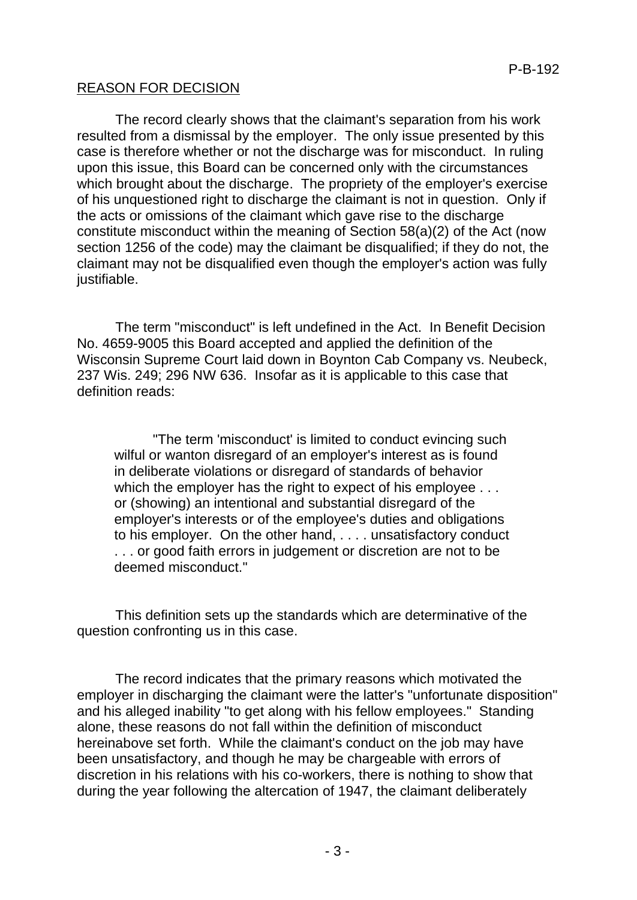## REASON FOR DECISION

The record clearly shows that the claimant's separation from his work resulted from a dismissal by the employer. The only issue presented by this case is therefore whether or not the discharge was for misconduct. In ruling upon this issue, this Board can be concerned only with the circumstances which brought about the discharge. The propriety of the employer's exercise of his unquestioned right to discharge the claimant is not in question. Only if the acts or omissions of the claimant which gave rise to the discharge constitute misconduct within the meaning of Section 58(a)(2) of the Act (now section 1256 of the code) may the claimant be disqualified; if they do not, the claimant may not be disqualified even though the employer's action was fully justifiable.

The term "misconduct" is left undefined in the Act. In Benefit Decision No. 4659-9005 this Board accepted and applied the definition of the Wisconsin Supreme Court laid down in Boynton Cab Company vs. Neubeck, 237 Wis. 249; 296 NW 636. Insofar as it is applicable to this case that definition reads:

> "The term 'misconduct' is limited to conduct evincing such wilful or wanton disregard of an employer's interest as is found in deliberate violations or disregard of standards of behavior which the employer has the right to expect of his employee . . . or (showing) an intentional and substantial disregard of the employer's interests or of the employee's duties and obligations to his employer. On the other hand, . . . . unsatisfactory conduct . . . or good faith errors in judgement or discretion are not to be deemed misconduct."

This definition sets up the standards which are determinative of the question confronting us in this case.

The record indicates that the primary reasons which motivated the employer in discharging the claimant were the latter's "unfortunate disposition" and his alleged inability "to get along with his fellow employees." Standing alone, these reasons do not fall within the definition of misconduct hereinabove set forth. While the claimant's conduct on the job may have been unsatisfactory, and though he may be chargeable with errors of discretion in his relations with his co-workers, there is nothing to show that during the year following the altercation of 1947, the claimant deliberately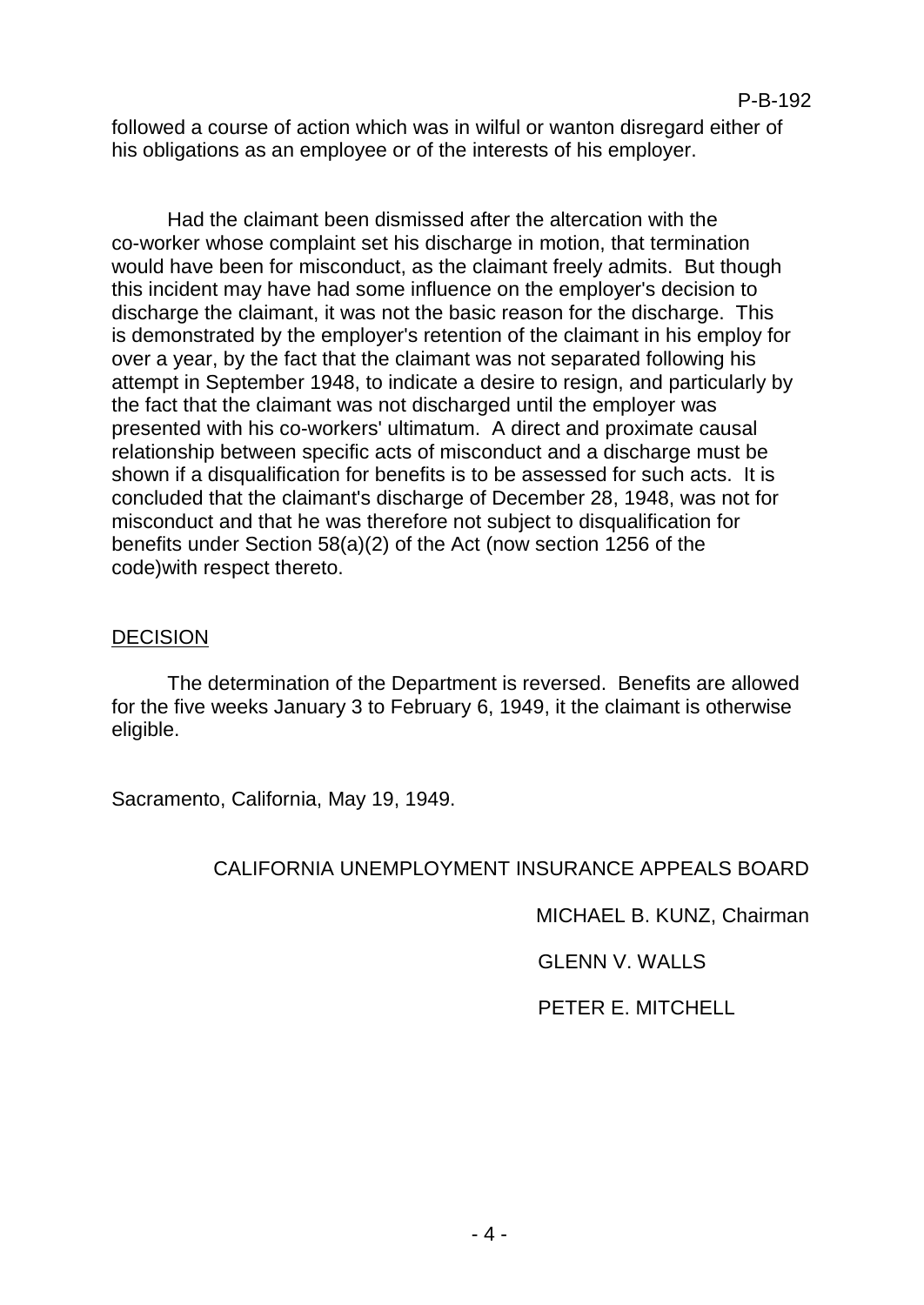followed a course of action which was in wilful or wanton disregard either of his obligations as an employee or of the interests of his employer.

Had the claimant been dismissed after the altercation with the co-worker whose complaint set his discharge in motion, that termination would have been for misconduct, as the claimant freely admits. But though this incident may have had some influence on the employer's decision to discharge the claimant, it was not the basic reason for the discharge. This is demonstrated by the employer's retention of the claimant in his employ for over a year, by the fact that the claimant was not separated following his attempt in September 1948, to indicate a desire to resign, and particularly by the fact that the claimant was not discharged until the employer was presented with his co-workers' ultimatum. A direct and proximate causal relationship between specific acts of misconduct and a discharge must be shown if a disqualification for benefits is to be assessed for such acts. It is concluded that the claimant's discharge of December 28, 1948, was not for misconduct and that he was therefore not subject to disqualification for benefits under Section 58(a)(2) of the Act (now section 1256 of the code)with respect thereto.

## DECISION

The determination of the Department is reversed. Benefits are allowed for the five weeks January 3 to February 6, 1949, it the claimant is otherwise eligible.

Sacramento, California, May 19, 1949.

CALIFORNIA UNEMPLOYMENT INSURANCE APPEALS BOARD

MICHAEL B. KUNZ, Chairman

GLENN V. WALLS

PETER E. MITCHELL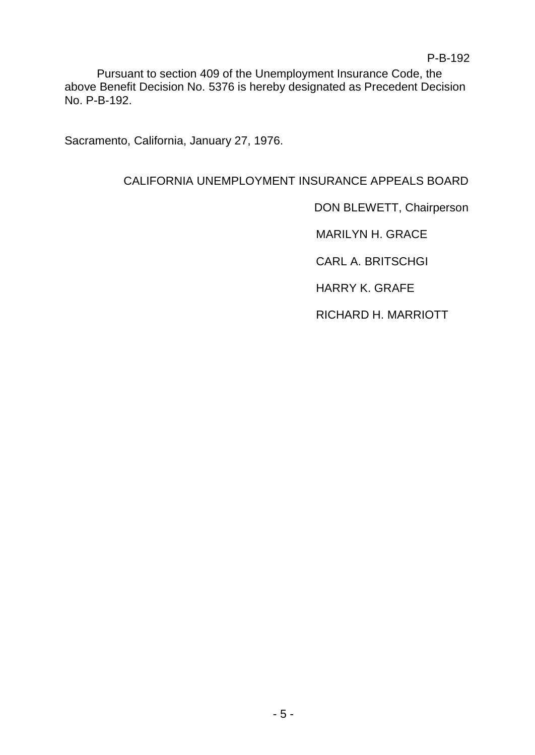P-B-192

Pursuant to section 409 of the Unemployment Insurance Code, the above Benefit Decision No. 5376 is hereby designated as Precedent Decision No. P-B-192.

Sacramento, California, January 27, 1976.

CALIFORNIA UNEMPLOYMENT INSURANCE APPEALS BOARD

DON BLEWETT, Chairperson

MARILYN H. GRACE

CARL A. BRITSCHGI

HARRY K. GRAFE

RICHARD H. MARRIOTT